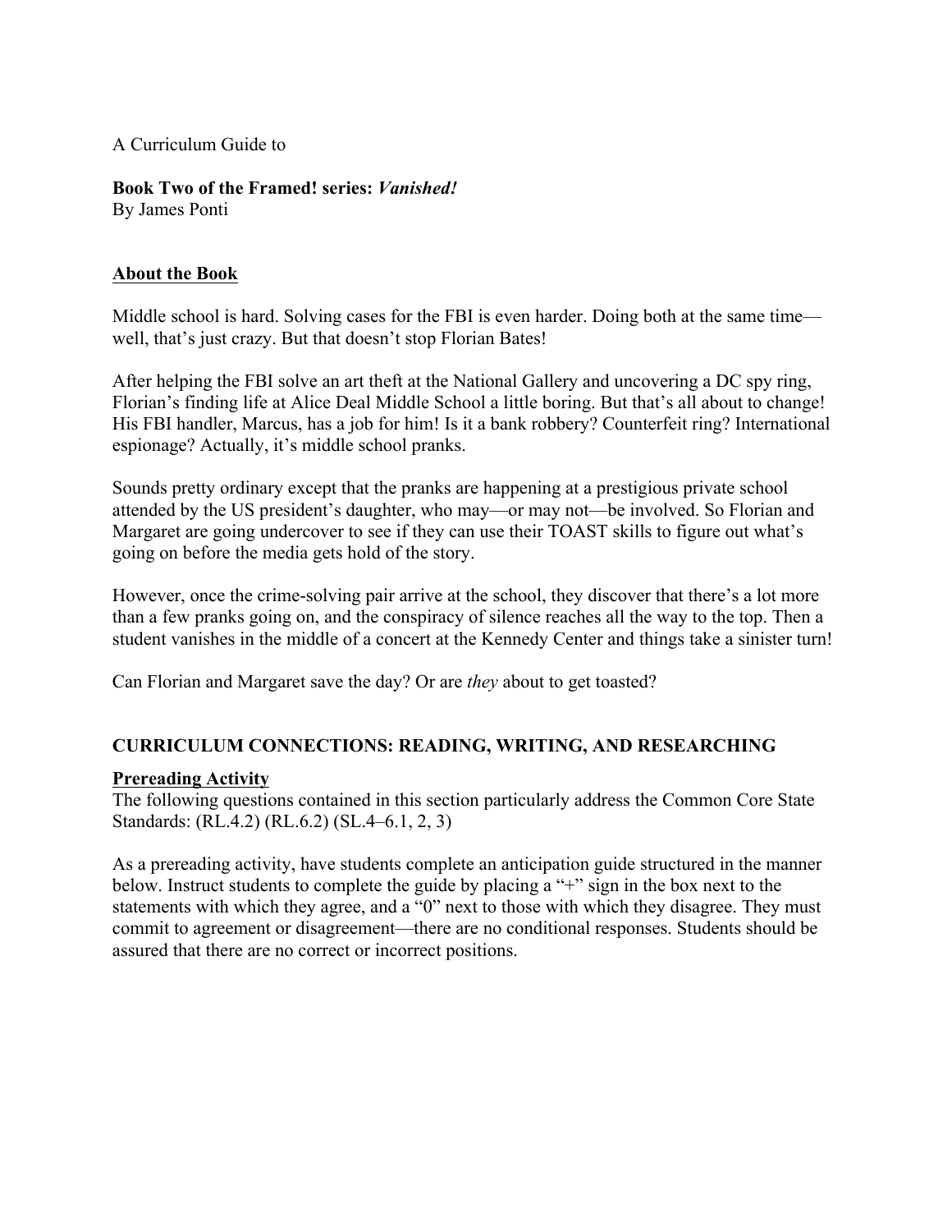A Curriculum Guide to

**Book Two of the Framed! series:** ***Vanished!***
By James Ponti

## About the Book

Middle school is hard. Solving cases for the FBI is even harder. Doing both at the same time—well, that's just crazy. But that doesn't stop Florian Bates!

After helping the FBI solve an art theft at the National Gallery and uncovering a DC spy ring, Florian's finding life at Alice Deal Middle School a little boring. But that's all about to change! His FBI handler, Marcus, has a job for him! Is it a bank robbery? Counterfeit ring? International espionage? Actually, it's middle school pranks.

Sounds pretty ordinary except that the pranks are happening at a prestigious private school attended by the US president's daughter, who may—or may not—be involved. So Florian and Margaret are going undercover to see if they can use their TOAST skills to figure out what's going on before the media gets hold of the story.

However, once the crime-solving pair arrive at the school, they discover that there's a lot more than a few pranks going on, and the conspiracy of silence reaches all the way to the top. Then a student vanishes in the middle of a concert at the Kennedy Center and things take a sinister turn!

Can Florian and Margaret save the day? Or are *they* about to get toasted?

## CURRICULUM CONNECTIONS: READING, WRITING, AND RESEARCHING

### Prereading Activity

The following questions contained in this section particularly address the Common Core State Standards: (RL.4.2) (RL.6.2) (SL.4–6.1, 2, 3)

As a prereading activity, have students complete an anticipation guide structured in the manner below. Instruct students to complete the guide by placing a "+" sign in the box next to the statements with which they agree, and a "0" next to those with which they disagree. They must commit to agreement or disagreement—there are no conditional responses. Students should be assured that there are no correct or incorrect positions.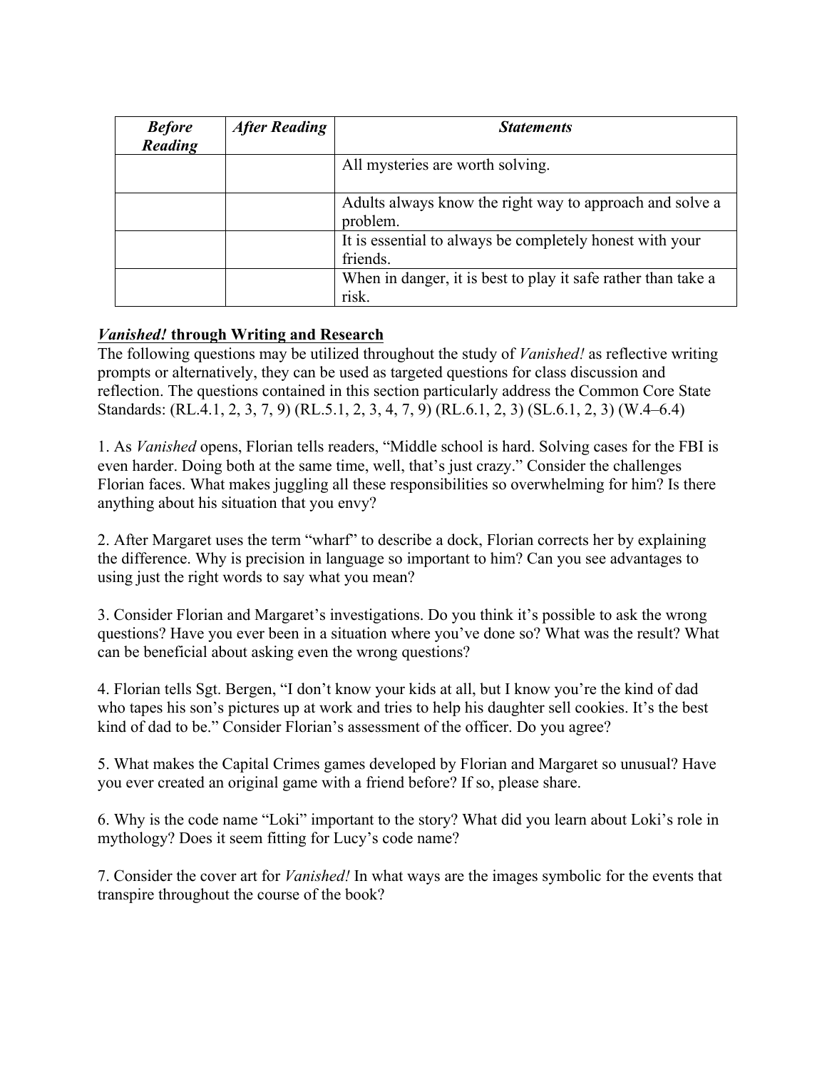| ***Before Reading*** | ***After Reading*** | ***Statements*** |
|---|---|---|
| | | All mysteries are worth solving. |
| | | Adults always know the right way to approach and solve a problem. |
| | | It is essential to always be completely honest with your friends. |
| | | When in danger, it is best to play it safe rather than take a risk. |

***Vanished!*** **through Writing and Research**

The following questions may be utilized throughout the study of *Vanished!* as reflective writing prompts or alternatively, they can be used as targeted questions for class discussion and reflection. The questions contained in this section particularly address the Common Core State Standards: (RL.4.1, 2, 3, 7, 9) (RL.5.1, 2, 3, 4, 7, 9) (RL.6.1, 2, 3) (SL.6.1, 2, 3) (W.4–6.4)

1. As *Vanished* opens, Florian tells readers, "Middle school is hard. Solving cases for the FBI is even harder. Doing both at the same time, well, that's just crazy." Consider the challenges Florian faces. What makes juggling all these responsibilities so overwhelming for him? Is there anything about his situation that you envy?

2. After Margaret uses the term "wharf" to describe a dock, Florian corrects her by explaining the difference. Why is precision in language so important to him? Can you see advantages to using just the right words to say what you mean?

3. Consider Florian and Margaret's investigations. Do you think it's possible to ask the wrong questions? Have you ever been in a situation where you've done so? What was the result? What can be beneficial about asking even the wrong questions?

4. Florian tells Sgt. Bergen, "I don't know your kids at all, but I know you're the kind of dad who tapes his son's pictures up at work and tries to help his daughter sell cookies. It's the best kind of dad to be." Consider Florian's assessment of the officer. Do you agree?

5. What makes the Capital Crimes games developed by Florian and Margaret so unusual? Have you ever created an original game with a friend before? If so, please share.

6. Why is the code name "Loki" important to the story? What did you learn about Loki's role in mythology? Does it seem fitting for Lucy's code name?

7. Consider the cover art for *Vanished!* In what ways are the images symbolic for the events that transpire throughout the course of the book?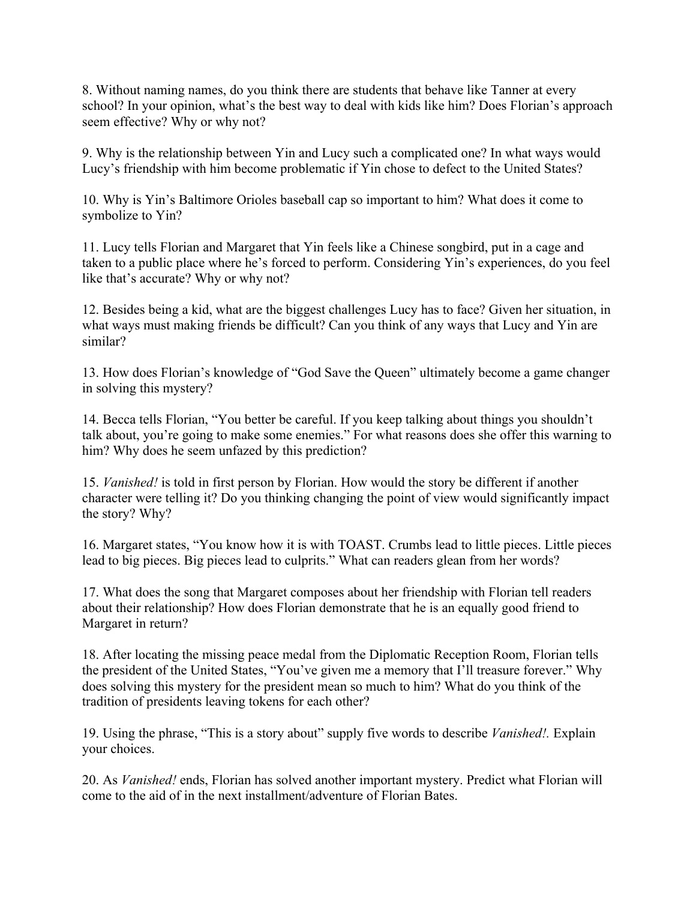8. Without naming names, do you think there are students that behave like Tanner at every school? In your opinion, what's the best way to deal with kids like him? Does Florian's approach seem effective? Why or why not?

9. Why is the relationship between Yin and Lucy such a complicated one? In what ways would Lucy's friendship with him become problematic if Yin chose to defect to the United States?

10. Why is Yin's Baltimore Orioles baseball cap so important to him? What does it come to symbolize to Yin?

11. Lucy tells Florian and Margaret that Yin feels like a Chinese songbird, put in a cage and taken to a public place where he's forced to perform. Considering Yin's experiences, do you feel like that's accurate? Why or why not?

12. Besides being a kid, what are the biggest challenges Lucy has to face? Given her situation, in what ways must making friends be difficult? Can you think of any ways that Lucy and Yin are similar?

13. How does Florian's knowledge of "God Save the Queen" ultimately become a game changer in solving this mystery?

14. Becca tells Florian, "You better be careful. If you keep talking about things you shouldn't talk about, you're going to make some enemies." For what reasons does she offer this warning to him? Why does he seem unfazed by this prediction?

15. *Vanished!* is told in first person by Florian. How would the story be different if another character were telling it? Do you thinking changing the point of view would significantly impact the story? Why?

16. Margaret states, "You know how it is with TOAST. Crumbs lead to little pieces. Little pieces lead to big pieces. Big pieces lead to culprits." What can readers glean from her words?

17. What does the song that Margaret composes about her friendship with Florian tell readers about their relationship? How does Florian demonstrate that he is an equally good friend to Margaret in return?

18. After locating the missing peace medal from the Diplomatic Reception Room, Florian tells the president of the United States, "You've given me a memory that I'll treasure forever." Why does solving this mystery for the president mean so much to him? What do you think of the tradition of presidents leaving tokens for each other?

19. Using the phrase, "This is a story about" supply five words to describe *Vanished!.* Explain your choices.

20. As *Vanished!* ends, Florian has solved another important mystery. Predict what Florian will come to the aid of in the next installment/adventure of Florian Bates.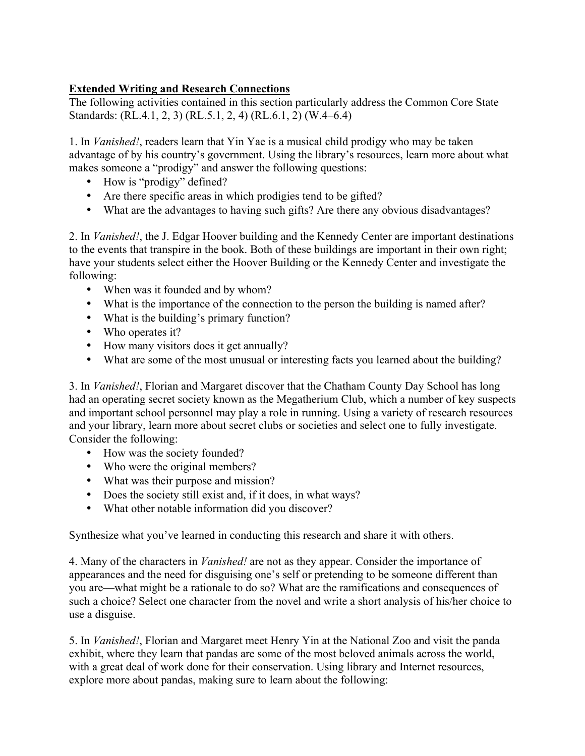**Extended Writing and Research Connections**

The following activities contained in this section particularly address the Common Core State Standards: (RL.4.1, 2, 3) (RL.5.1, 2, 4) (RL.6.1, 2) (W.4–6.4)

1. In *Vanished!*, readers learn that Yin Yae is a musical child prodigy who may be taken advantage of by his country's government. Using the library's resources, learn more about what makes someone a "prodigy" and answer the following questions:

- How is "prodigy" defined?
- Are there specific areas in which prodigies tend to be gifted?
- What are the advantages to having such gifts? Are there any obvious disadvantages?

2. In *Vanished!*, the J. Edgar Hoover building and the Kennedy Center are important destinations to the events that transpire in the book. Both of these buildings are important in their own right; have your students select either the Hoover Building or the Kennedy Center and investigate the following:

- When was it founded and by whom?
- What is the importance of the connection to the person the building is named after?
- What is the building's primary function?
- Who operates it?
- How many visitors does it get annually?
- What are some of the most unusual or interesting facts you learned about the building?

3. In *Vanished!*, Florian and Margaret discover that the Chatham County Day School has long had an operating secret society known as the Megatherium Club, which a number of key suspects and important school personnel may play a role in running. Using a variety of research resources and your library, learn more about secret clubs or societies and select one to fully investigate. Consider the following:

- How was the society founded?
- Who were the original members?
- What was their purpose and mission?
- Does the society still exist and, if it does, in what ways?
- What other notable information did you discover?

Synthesize what you've learned in conducting this research and share it with others.

4. Many of the characters in *Vanished!* are not as they appear. Consider the importance of appearances and the need for disguising one's self or pretending to be someone different than you are—what might be a rationale to do so? What are the ramifications and consequences of such a choice? Select one character from the novel and write a short analysis of his/her choice to use a disguise.

5. In *Vanished!*, Florian and Margaret meet Henry Yin at the National Zoo and visit the panda exhibit, where they learn that pandas are some of the most beloved animals across the world, with a great deal of work done for their conservation. Using library and Internet resources, explore more about pandas, making sure to learn about the following: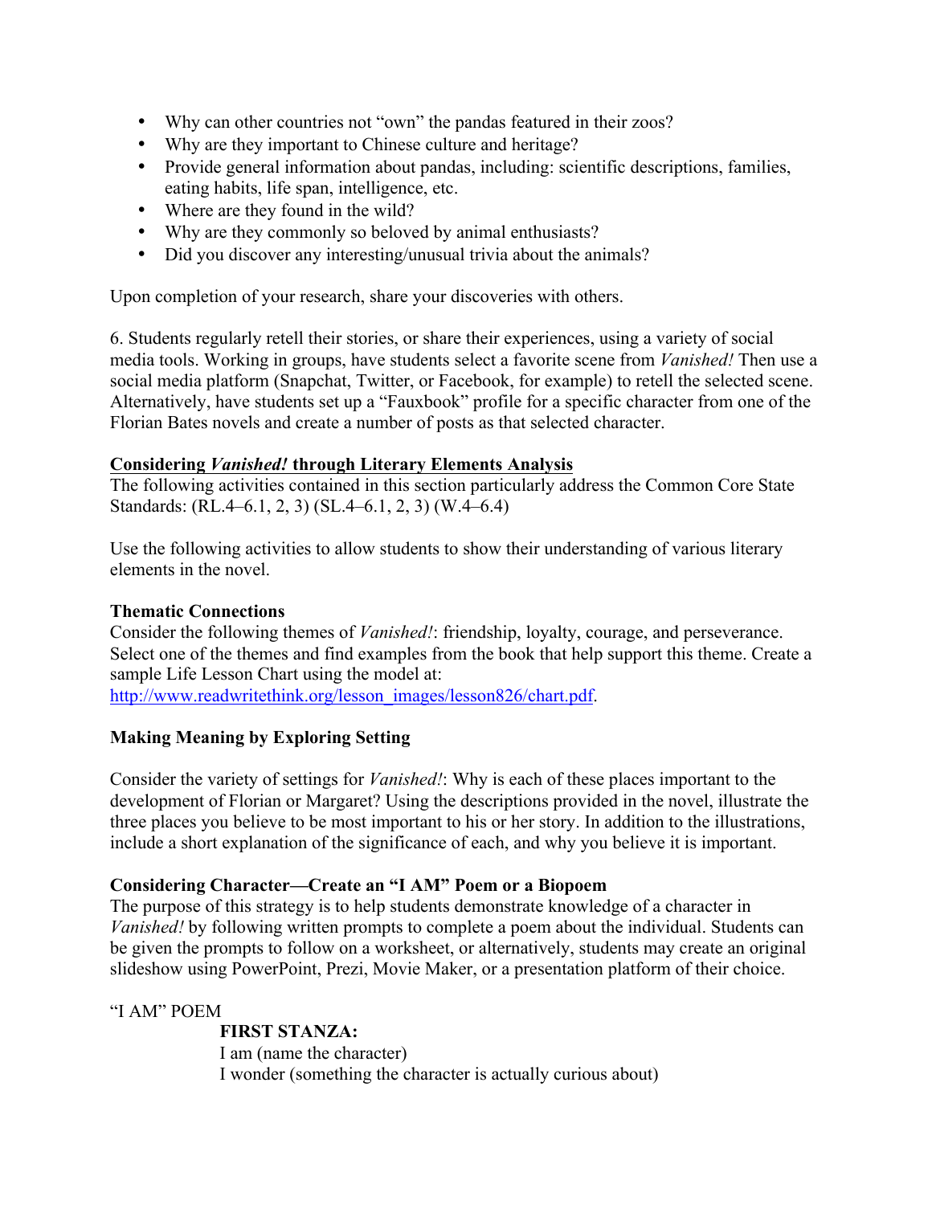- Why can other countries not "own" the pandas featured in their zoos?
- Why are they important to Chinese culture and heritage?
- Provide general information about pandas, including: scientific descriptions, families, eating habits, life span, intelligence, etc.
- Where are they found in the wild?
- Why are they commonly so beloved by animal enthusiasts?
- Did you discover any interesting/unusual trivia about the animals?

Upon completion of your research, share your discoveries with others.

6. Students regularly retell their stories, or share their experiences, using a variety of social media tools. Working in groups, have students select a favorite scene from *Vanished!* Then use a social media platform (Snapchat, Twitter, or Facebook, for example) to retell the selected scene. Alternatively, have students set up a "Fauxbook" profile for a specific character from one of the Florian Bates novels and create a number of posts as that selected character.

## Considering *Vanished!* through Literary Elements Analysis

The following activities contained in this section particularly address the Common Core State Standards: (RL.4–6.1, 2, 3) (SL.4–6.1, 2, 3) (W.4–6.4)

Use the following activities to allow students to show their understanding of various literary elements in the novel.

### Thematic Connections

Consider the following themes of *Vanished!*: friendship, loyalty, courage, and perseverance. Select one of the themes and find examples from the book that help support this theme. Create a sample Life Lesson Chart using the model at: http://www.readwritethink.org/lesson_images/lesson826/chart.pdf.

### Making Meaning by Exploring Setting

Consider the variety of settings for *Vanished!*: Why is each of these places important to the development of Florian or Margaret? Using the descriptions provided in the novel, illustrate the three places you believe to be most important to his or her story. In addition to the illustrations, include a short explanation of the significance of each, and why you believe it is important.

### Considering Character—Create an "I AM" Poem or a Biopoem

The purpose of this strategy is to help students demonstrate knowledge of a character in *Vanished!* by following written prompts to complete a poem about the individual. Students can be given the prompts to follow on a worksheet, or alternatively, students may create an original slideshow using PowerPoint, Prezi, Movie Maker, or a presentation platform of their choice.

"I AM" POEM

**FIRST STANZA:**

I am (name the character)

I wonder (something the character is actually curious about)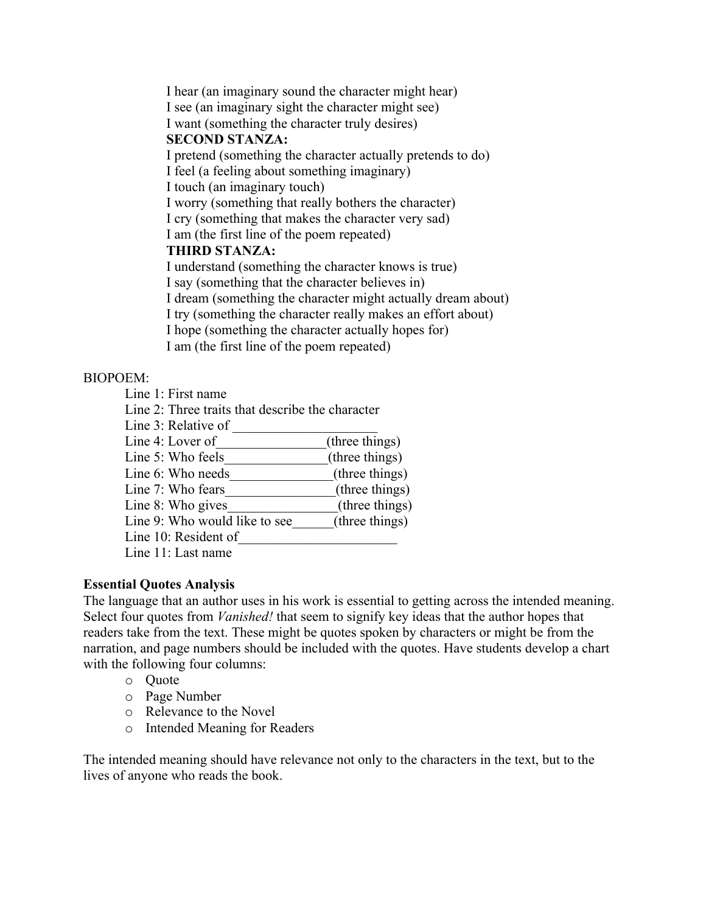I hear (an imaginary sound the character might hear)
I see (an imaginary sight the character might see)
I want (something the character truly desires)

**SECOND STANZA:**

I pretend (something the character actually pretends to do)
I feel (a feeling about something imaginary)
I touch (an imaginary touch)
I worry (something that really bothers the character)
I cry (something that makes the character very sad)
I am (the first line of the poem repeated)

**THIRD STANZA:**

I understand (something the character knows is true)
I say (something that the character believes in)
I dream (something the character might actually dream about)
I try (something the character really makes an effort about)
I hope (something the character actually hopes for)
I am (the first line of the poem repeated)

BIOPOEM:

Line 1: First name
Line 2: Three traits that describe the character
Line 3: Relative of ____________________
Line 4: Lover of_______________(three things)
Line 5: Who feels_______________(three things)
Line 6: Who needs_______________(three things)
Line 7: Who fears________________(three things)
Line 8: Who gives________________(three things)
Line 9: Who would like to see______(three things)
Line 10: Resident of_______________________
Line 11: Last name

**Essential Quotes Analysis**

The language that an author uses in his work is essential to getting across the intended meaning. Select four quotes from *Vanished!* that seem to signify key ideas that the author hopes that readers take from the text. These might be quotes spoken by characters or might be from the narration, and page numbers should be included with the quotes. Have students develop a chart with the following four columns:

- Quote
- Page Number
- Relevance to the Novel
- Intended Meaning for Readers

The intended meaning should have relevance not only to the characters in the text, but to the lives of anyone who reads the book.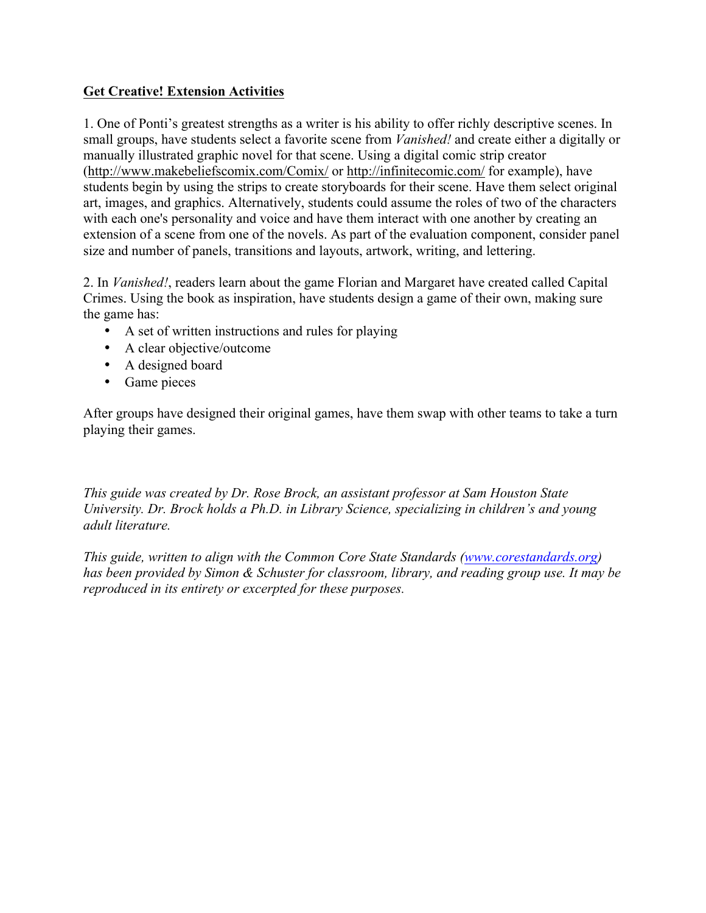**Get Creative! Extension Activities**

1. One of Ponti's greatest strengths as a writer is his ability to offer richly descriptive scenes. In small groups, have students select a favorite scene from *Vanished!* and create either a digitally or manually illustrated graphic novel for that scene. Using a digital comic strip creator (http://www.makebeliefscomix.com/Comix/ or http://infinitecomic.com/ for example), have students begin by using the strips to create storyboards for their scene. Have them select original art, images, and graphics. Alternatively, students could assume the roles of two of the characters with each one's personality and voice and have them interact with one another by creating an extension of a scene from one of the novels. As part of the evaluation component, consider panel size and number of panels, transitions and layouts, artwork, writing, and lettering.

2. In *Vanished!*, readers learn about the game Florian and Margaret have created called Capital Crimes. Using the book as inspiration, have students design a game of their own, making sure the game has:

- A set of written instructions and rules for playing
- A clear objective/outcome
- A designed board
- Game pieces

After groups have designed their original games, have them swap with other teams to take a turn playing their games.

*This guide was created by Dr. Rose Brock, an assistant professor at Sam Houston State University. Dr. Brock holds a Ph.D. in Library Science, specializing in children's and young adult literature.*

*This guide, written to align with the Common Core State Standards (www.corestandards.org) has been provided by Simon & Schuster for classroom, library, and reading group use. It may be reproduced in its entirety or excerpted for these purposes.*